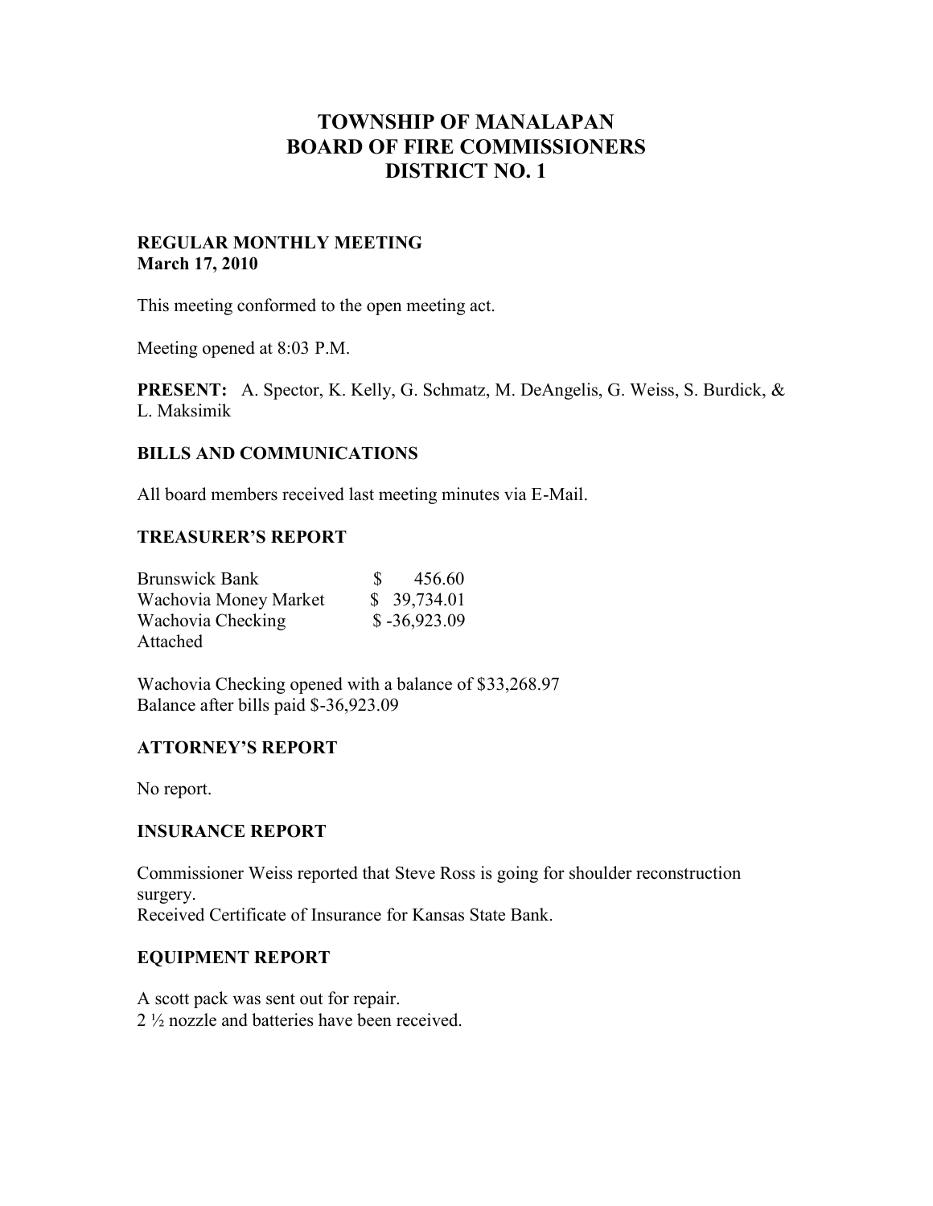# TOWNSHIP OF MANALAPAN
# BOARD OF FIRE COMMISSIONERS
# DISTRICT NO. 1

**REGULAR MONTHLY MEETING**
**March 17, 2010**

This meeting conformed to the open meeting act.

Meeting opened at 8:03 P.M.

**PRESENT:** A. Spector, K. Kelly, G. Schmatz, M. DeAngelis, G. Weiss, S. Burdick, & L. Maksimik

## BILLS AND COMMUNICATIONS

All board members received last meeting minutes via E-Mail.

## TREASURER'S REPORT

| | |
|---|---|
| Brunswick Bank | $ 456.60 |
| Wachovia Money Market | $ 39,734.01 |
| Wachovia Checking | $ -36,923.09 |

Attached

Wachovia Checking opened with a balance of $33,268.97
Balance after bills paid $-36,923.09

## ATTORNEY'S REPORT

No report.

## INSURANCE REPORT

Commissioner Weiss reported that Steve Ross is going for shoulder reconstruction surgery.
Received Certificate of Insurance for Kansas State Bank.

## EQUIPMENT REPORT

A scott pack was sent out for repair.
2 ½ nozzle and batteries have been received.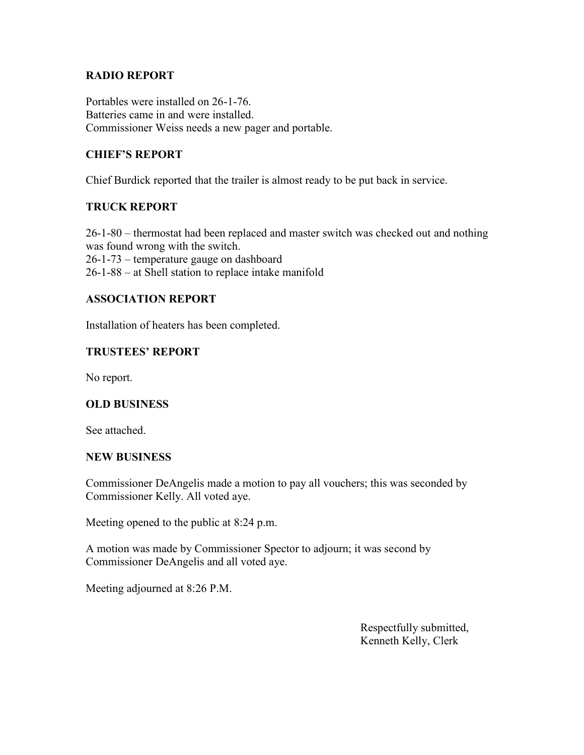## RADIO REPORT

Portables were installed on 26-1-76.
Batteries came in and were installed.
Commissioner Weiss needs a new pager and portable.

## CHIEF'S REPORT

Chief Burdick reported that the trailer is almost ready to be put back in service.

## TRUCK REPORT

26-1-80 – thermostat had been replaced and master switch was checked out and nothing was found wrong with the switch.
26-1-73 – temperature gauge on dashboard
26-1-88 – at Shell station to replace intake manifold

## ASSOCIATION REPORT

Installation of heaters has been completed.

## TRUSTEES' REPORT

No report.

## OLD BUSINESS

See attached.

## NEW BUSINESS

Commissioner DeAngelis made a motion to pay all vouchers; this was seconded by Commissioner Kelly. All voted aye.

Meeting opened to the public at 8:24 p.m.

A motion was made by Commissioner Spector to adjourn; it was second by Commissioner DeAngelis and all voted aye.

Meeting adjourned at 8:26 P.M.

Respectfully submitted,
Kenneth Kelly, Clerk